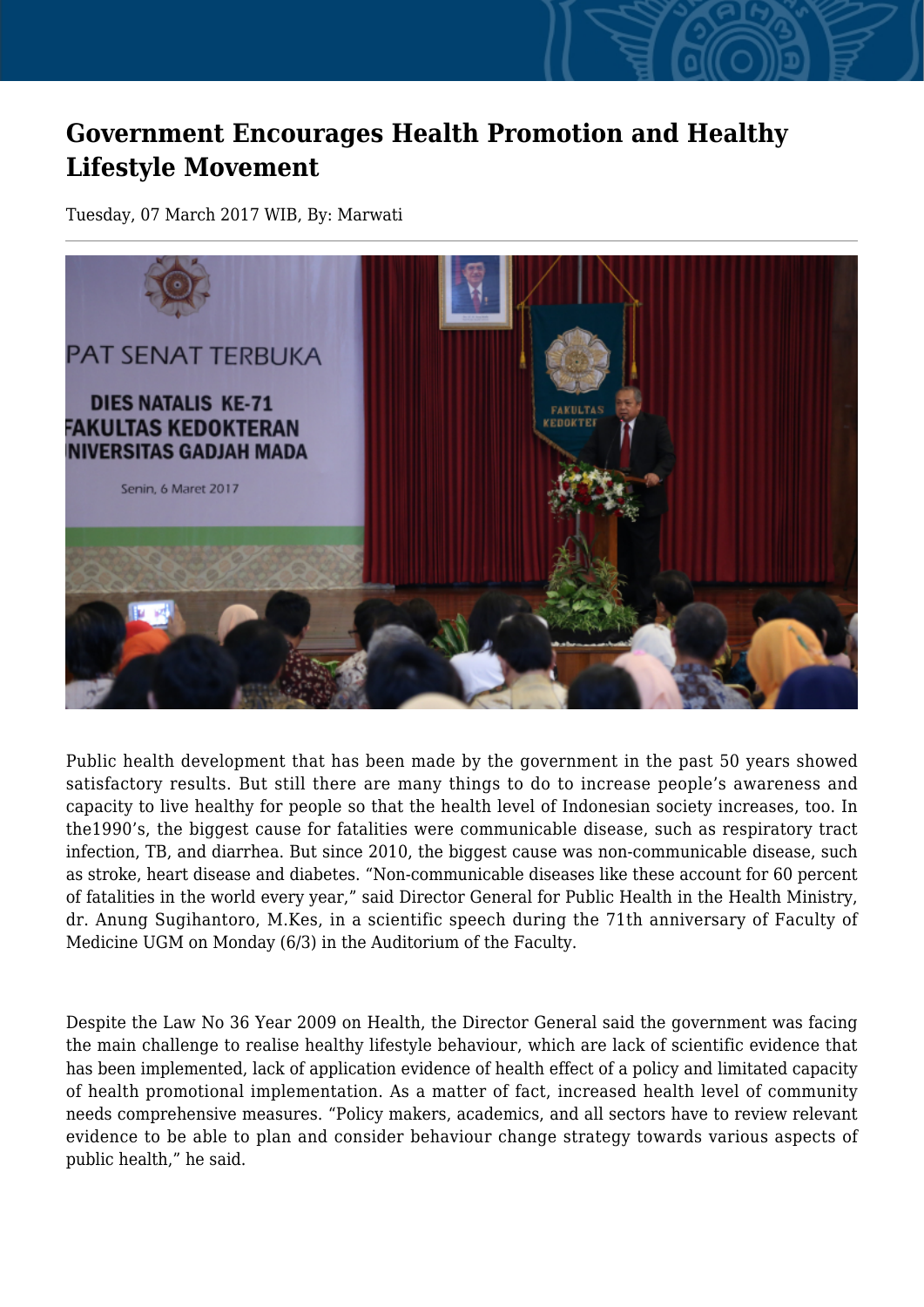# Government Encourages Health Promotion and Healthy Lifestyle Movement

Tuesday, 07 March 2017 WIB, By: Marwati

Public health development that has been made by the government in the past 50 years showed satisfactory results. But still there are many things to do to increase people's awareness and capacity to live healthy for people so that the health level of Indonesian society increases, too. In the1990's, the biggest cause for fatalities were communicable disease, such as respiratory tract infection, TB, and diarrhea. But since 2010, the biggest cause was non-communicable disease, such as stroke, heart disease and diabetes. "Non-communicable diseases like these account for 60 percent of fatalities in the world every year," said Director General for Public Health in the Health Ministry, dr. Anung Sugihantoro, M.Kes, in a scientific speech during the 71th anniversary of Faculty of Medicine UGM on Monday (6/3) in the Auditorium of the Faculty.

Despite the Law No 36 Year 2009 on Health, the Director General said the government was facing the main challenge to realise healthy lifestyle behaviour, which are lack of scientific evidence that has been implemented, lack of application evidence of health effect of a policy and limitated capacity of health promotional implementation. As a matter of fact, increased health level of community needs comprehensive measures. "Policy makers, academics, and all sectors have to review relevant evidence to be able to plan and consider behaviour change strategy towards various aspects of public health," he said.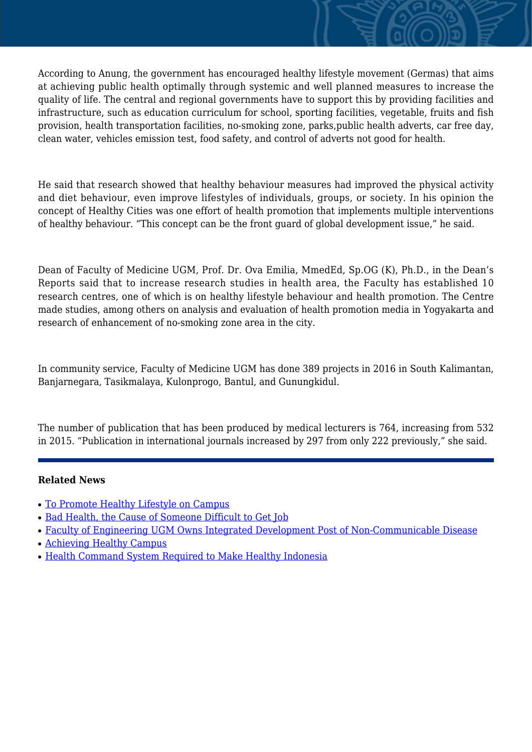According to Anung, the government has encouraged healthy lifestyle movement (Germas) that aims at achieving public health optimally through systemic and well planned measures to increase the quality of life. The central and regional governments have to support this by providing facilities and infrastructure, such as education curriculum for school, sporting facilities, vegetable, fruits and fish provision, health transportation facilities, no-smoking zone, parks,public health adverts, car free day, clean water, vehicles emission test, food safety, and control of adverts not good for health.

He said that research showed that healthy behaviour measures had improved the physical activity and diet behaviour, even improve lifestyles of individuals, groups, or society. In his opinion the concept of Healthy Cities was one effort of health promotion that implements multiple interventions of healthy behaviour. "This concept can be the front guard of global development issue," he said.

Dean of Faculty of Medicine UGM, Prof. Dr. Ova Emilia, MmedEd, Sp.OG (K), Ph.D., in the Dean's Reports said that to increase research studies in health area, the Faculty has established 10 research centres, one of which is on healthy lifestyle behaviour and health promotion. The Centre made studies, among others on analysis and evaluation of health promotion media in Yogyakarta and research of enhancement of no-smoking zone area in the city.

In community service, Faculty of Medicine UGM has done 389 projects in 2016 in South Kalimantan, Banjarnegara, Tasikmalaya, Kulonprogo, Bantul, and Gunungkidul.

The number of publication that has been produced by medical lecturers is 764, increasing from 532 in 2015. "Publication in international journals increased by 297 from only 222 previously," she said.

---

### Related News

- To Promote Healthy Lifestyle on Campus
- Bad Health, the Cause of Someone Difficult to Get Job
- Faculty of Engineering UGM Owns Integrated Development Post of Non-Communicable Disease
- Achieving Healthy Campus
- Health Command System Required to Make Healthy Indonesia